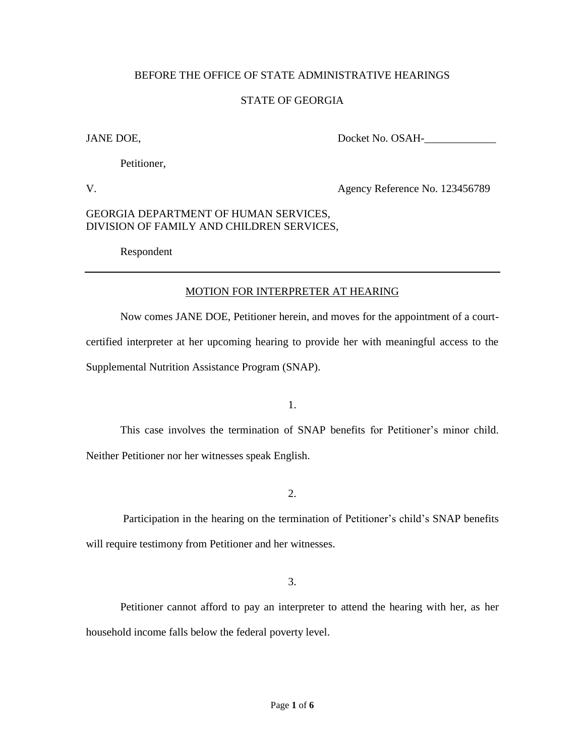BEFORE THE OFFICE OF STATE ADMINISTRATIVE HEARINGS

STATE OF GEORGIA

JANE DOE,

Petitioner,

V.

GEORGIA DEPARTMENT OF HUMAN SERVICES,
DIVISION OF FAMILY AND CHILDREN SERVICES,

Respondent

Docket No. OSAH-_____________

Agency Reference No. 123456789

---

## MOTION FOR INTERPRETER AT HEARING

Now comes JANE DOE, Petitioner herein, and moves for the appointment of a court-certified interpreter at her upcoming hearing to provide her with meaningful access to the Supplemental Nutrition Assistance Program (SNAP).

1.

This case involves the termination of SNAP benefits for Petitioner's minor child. Neither Petitioner nor her witnesses speak English.

2.

Participation in the hearing on the termination of Petitioner's child's SNAP benefits will require testimony from Petitioner and her witnesses.

3.

Petitioner cannot afford to pay an interpreter to attend the hearing with her, as her household income falls below the federal poverty level.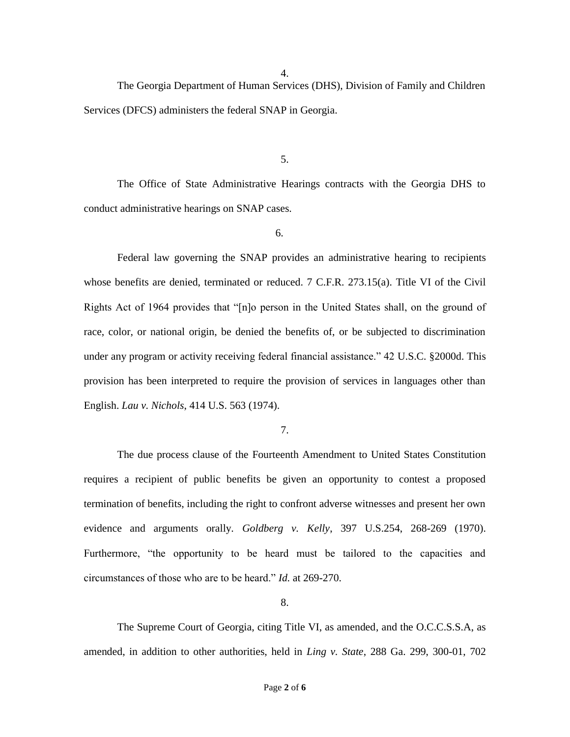4.

The Georgia Department of Human Services (DHS), Division of Family and Children Services (DFCS) administers the federal SNAP in Georgia.

5.

The Office of State Administrative Hearings contracts with the Georgia DHS to conduct administrative hearings on SNAP cases.

6.

Federal law governing the SNAP provides an administrative hearing to recipients whose benefits are denied, terminated or reduced. 7 C.F.R. 273.15(a). Title VI of the Civil Rights Act of 1964 provides that "[n]o person in the United States shall, on the ground of race, color, or national origin, be denied the benefits of, or be subjected to discrimination under any program or activity receiving federal financial assistance." 42 U.S.C. §2000d. This provision has been interpreted to require the provision of services in languages other than English. *Lau v. Nichols*, 414 U.S. 563 (1974).

7.

The due process clause of the Fourteenth Amendment to United States Constitution requires a recipient of public benefits be given an opportunity to contest a proposed termination of benefits, including the right to confront adverse witnesses and present her own evidence and arguments orally. *Goldberg v. Kelly*, 397 U.S.254, 268-269 (1970). Furthermore, "the opportunity to be heard must be tailored to the capacities and circumstances of those who are to be heard." *Id.* at 269-270.

8.

The Supreme Court of Georgia, citing Title VI, as amended, and the O.C.C.S.S.A, as amended, in addition to other authorities, held in *Ling v. State*, 288 Ga. 299, 300-01, 702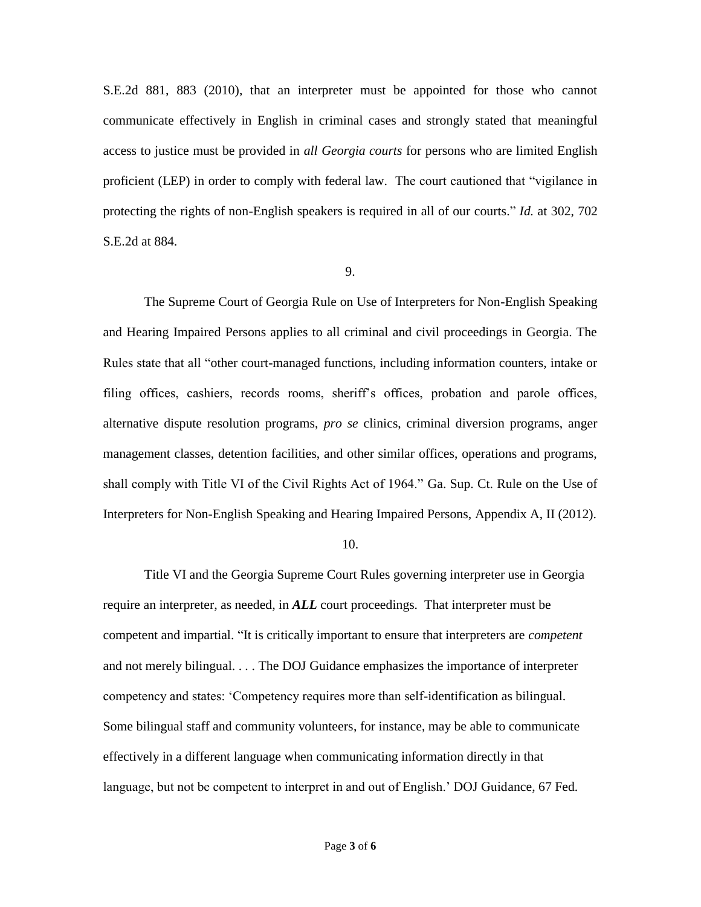S.E.2d 881, 883 (2010), that an interpreter must be appointed for those who cannot communicate effectively in English in criminal cases and strongly stated that meaningful access to justice must be provided in *all Georgia courts* for persons who are limited English proficient (LEP) in order to comply with federal law. The court cautioned that "vigilance in protecting the rights of non-English speakers is required in all of our courts." *Id.* at 302, 702 S.E.2d at 884.

9.

The Supreme Court of Georgia Rule on Use of Interpreters for Non-English Speaking and Hearing Impaired Persons applies to all criminal and civil proceedings in Georgia. The Rules state that all "other court-managed functions, including information counters, intake or filing offices, cashiers, records rooms, sheriff's offices, probation and parole offices, alternative dispute resolution programs, *pro se* clinics, criminal diversion programs, anger management classes, detention facilities, and other similar offices, operations and programs, shall comply with Title VI of the Civil Rights Act of 1964." Ga. Sup. Ct. Rule on the Use of Interpreters for Non-English Speaking and Hearing Impaired Persons, Appendix A, II (2012).

10.

Title VI and the Georgia Supreme Court Rules governing interpreter use in Georgia require an interpreter, as needed, in ***ALL*** court proceedings. That interpreter must be competent and impartial. "It is critically important to ensure that interpreters are *competent* and not merely bilingual. . . . The DOJ Guidance emphasizes the importance of interpreter competency and states: 'Competency requires more than self-identification as bilingual. Some bilingual staff and community volunteers, for instance, may be able to communicate effectively in a different language when communicating information directly in that language, but not be competent to interpret in and out of English.' DOJ Guidance, 67 Fed.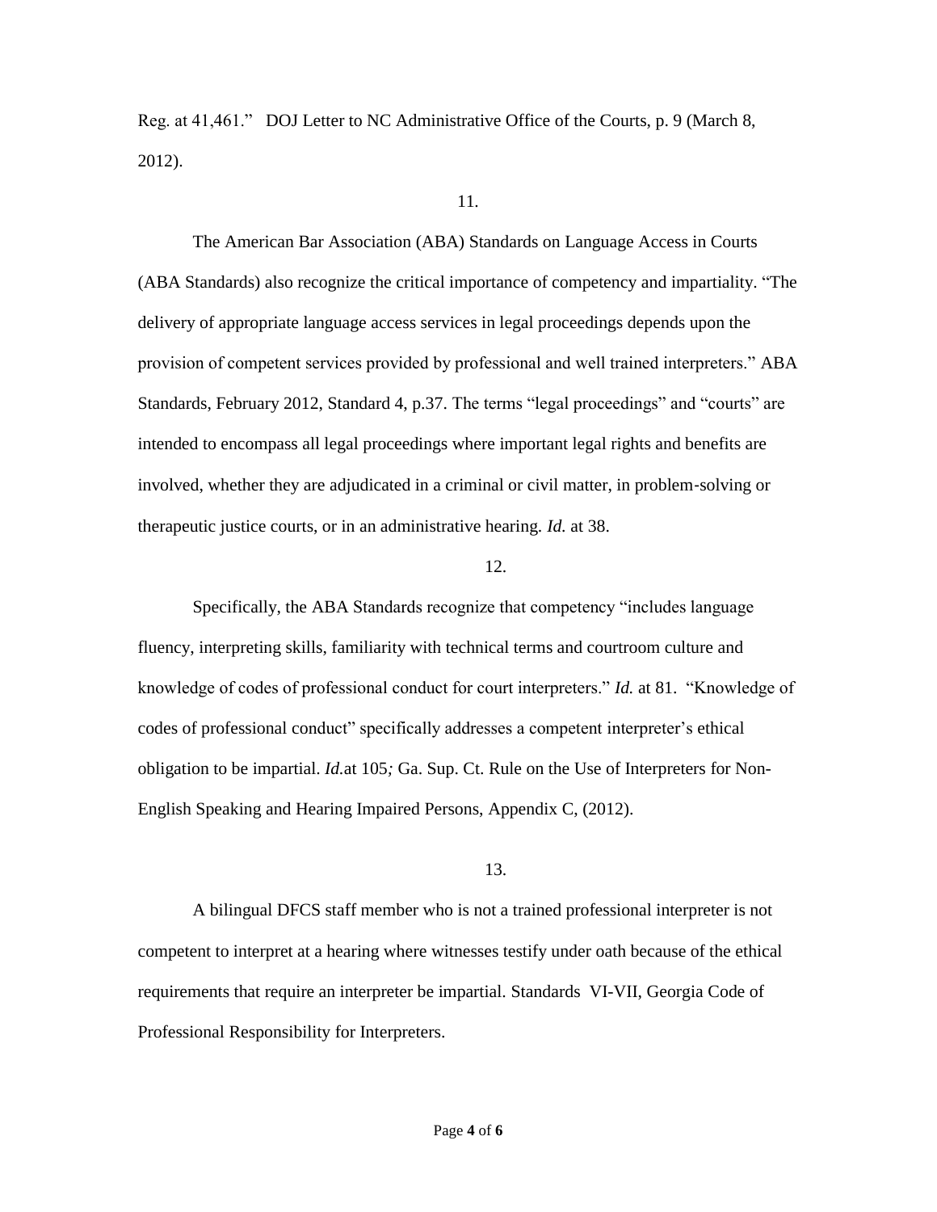Reg. at 41,461." DOJ Letter to NC Administrative Office of the Courts, p. 9 (March 8, 2012).

11.

The American Bar Association (ABA) Standards on Language Access in Courts (ABA Standards) also recognize the critical importance of competency and impartiality. "The delivery of appropriate language access services in legal proceedings depends upon the provision of competent services provided by professional and well trained interpreters." ABA Standards, February 2012, Standard 4, p.37. The terms "legal proceedings" and "courts" are intended to encompass all legal proceedings where important legal rights and benefits are involved, whether they are adjudicated in a criminal or civil matter, in problem-solving or therapeutic justice courts, or in an administrative hearing. *Id.* at 38.

12.

Specifically, the ABA Standards recognize that competency "includes language fluency, interpreting skills, familiarity with technical terms and courtroom culture and knowledge of codes of professional conduct for court interpreters." *Id.* at 81. "Knowledge of codes of professional conduct" specifically addresses a competent interpreter's ethical obligation to be impartial. *Id.*at 105*;* Ga. Sup. Ct. Rule on the Use of Interpreters for Non-English Speaking and Hearing Impaired Persons, Appendix C, (2012).

13.

A bilingual DFCS staff member who is not a trained professional interpreter is not competent to interpret at a hearing where witnesses testify under oath because of the ethical requirements that require an interpreter be impartial. Standards VI-VII, Georgia Code of Professional Responsibility for Interpreters.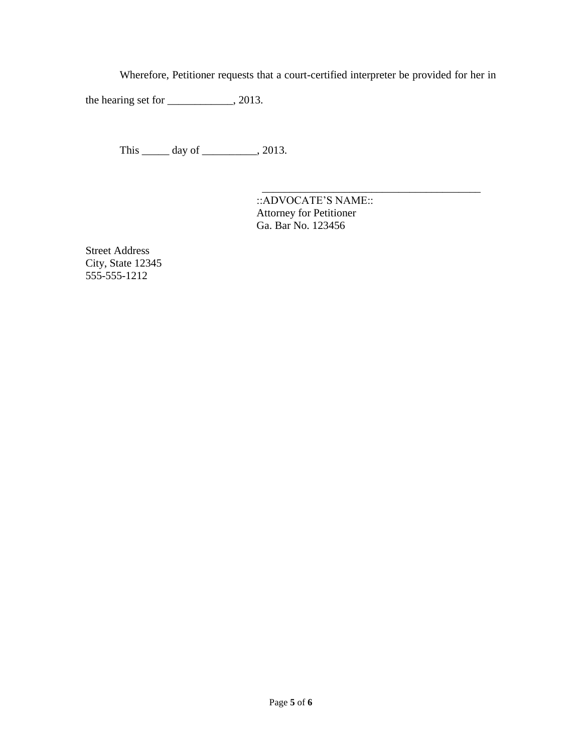Wherefore, Petitioner requests that a court-certified interpreter be provided for her in the hearing set for ____________, 2013.

This _____ day of __________, 2013.

__________________________________________
::ADVOCATE'S NAME::
Attorney for Petitioner
Ga. Bar No. 123456

Street Address
City, State 12345
555-555-1212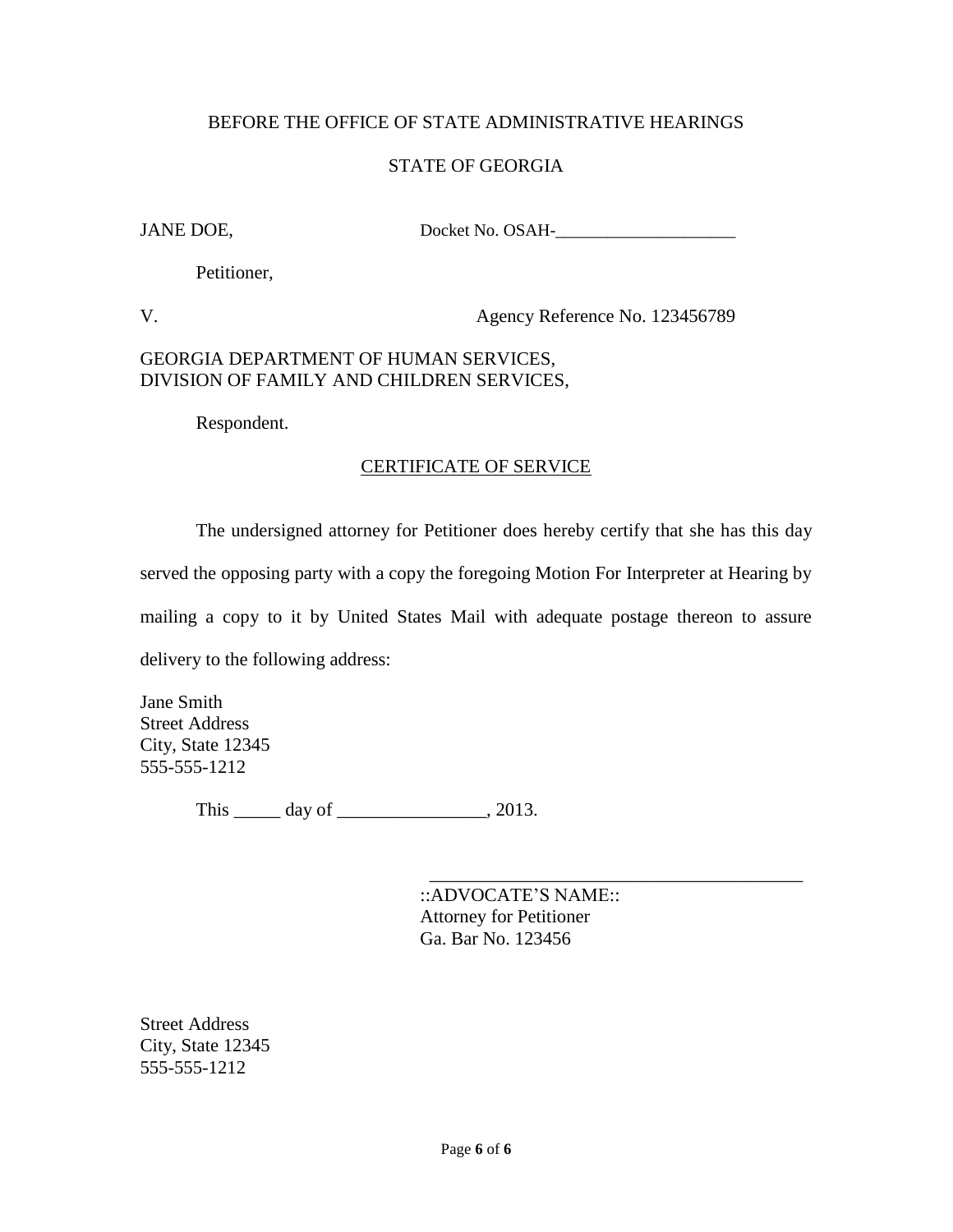BEFORE THE OFFICE OF STATE ADMINISTRATIVE HEARINGS

STATE OF GEORGIA

JANE DOE, Docket No. OSAH-_____________________

Petitioner,

V. Agency Reference No. 123456789

GEORGIA DEPARTMENT OF HUMAN SERVICES,
DIVISION OF FAMILY AND CHILDREN SERVICES,

Respondent.

CERTIFICATE OF SERVICE

The undersigned attorney for Petitioner does hereby certify that she has this day served the opposing party with a copy the foregoing Motion For Interpreter at Hearing by mailing a copy to it by United States Mail with adequate postage thereon to assure delivery to the following address:

Jane Smith
Street Address
City, State 12345
555-555-1212

This _____ day of ________________, 2013.

_________________________________________
::ADVOCATE'S NAME::
Attorney for Petitioner
Ga. Bar No. 123456

Street Address
City, State 12345
555-555-1212